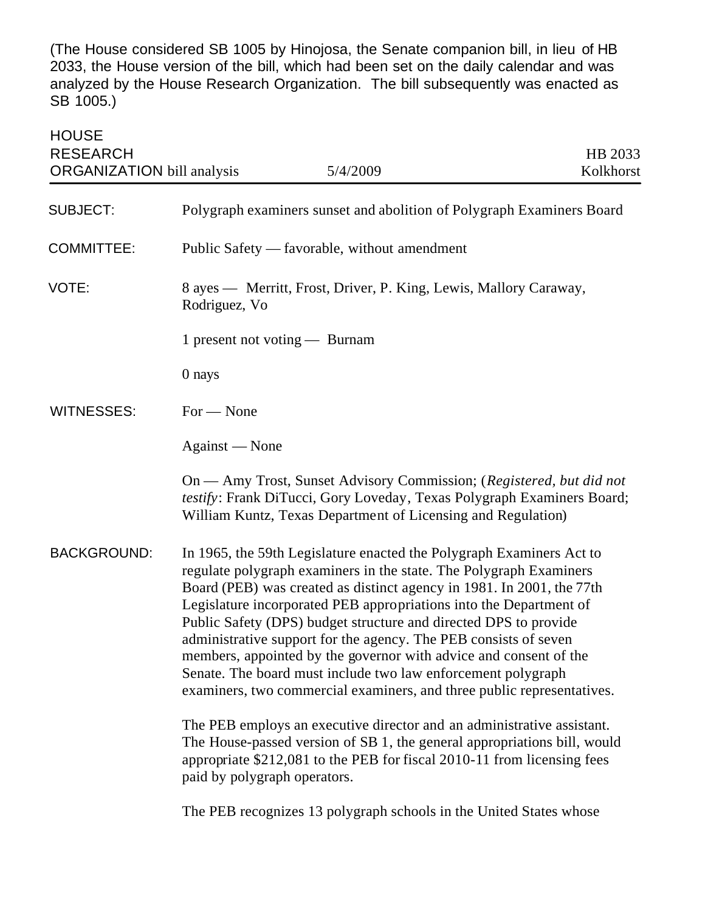(The House considered SB 1005 by Hinojosa, the Senate companion bill, in lieu of HB 2033, the House version of the bill, which had been set on the daily calendar and was analyzed by the House Research Organization. The bill subsequently was enacted as SB 1005.)

HOUSE RESEARCH ORGANIZATION bill analysis | 5/4/2009 | HB 2033 Kolkhorst

---

SUBJECT: Polygraph examiners sunset and abolition of Polygraph Examiners Board

COMMITTEE: Public Safety — favorable, without amendment

VOTE: 8 ayes — Merritt, Frost, Driver, P. King, Lewis, Mallory Caraway, Rodriguez, Vo

1 present not voting — Burnam

0 nays

WITNESSES: For — None

Against — None

On — Amy Trost, Sunset Advisory Commission; (*Registered, but did not testify*: Frank DiTucci, Gory Loveday, Texas Polygraph Examiners Board; William Kuntz, Texas Department of Licensing and Regulation)

BACKGROUND: In 1965, the 59th Legislature enacted the Polygraph Examiners Act to regulate polygraph examiners in the state. The Polygraph Examiners Board (PEB) was created as distinct agency in 1981. In 2001, the 77th Legislature incorporated PEB appropriations into the Department of Public Safety (DPS) budget structure and directed DPS to provide administrative support for the agency. The PEB consists of seven members, appointed by the governor with advice and consent of the Senate. The board must include two law enforcement polygraph examiners, two commercial examiners, and three public representatives.

The PEB employs an executive director and an administrative assistant. The House-passed version of SB 1, the general appropriations bill, would appropriate $212,081 to the PEB for fiscal 2010-11 from licensing fees paid by polygraph operators.

The PEB recognizes 13 polygraph schools in the United States whose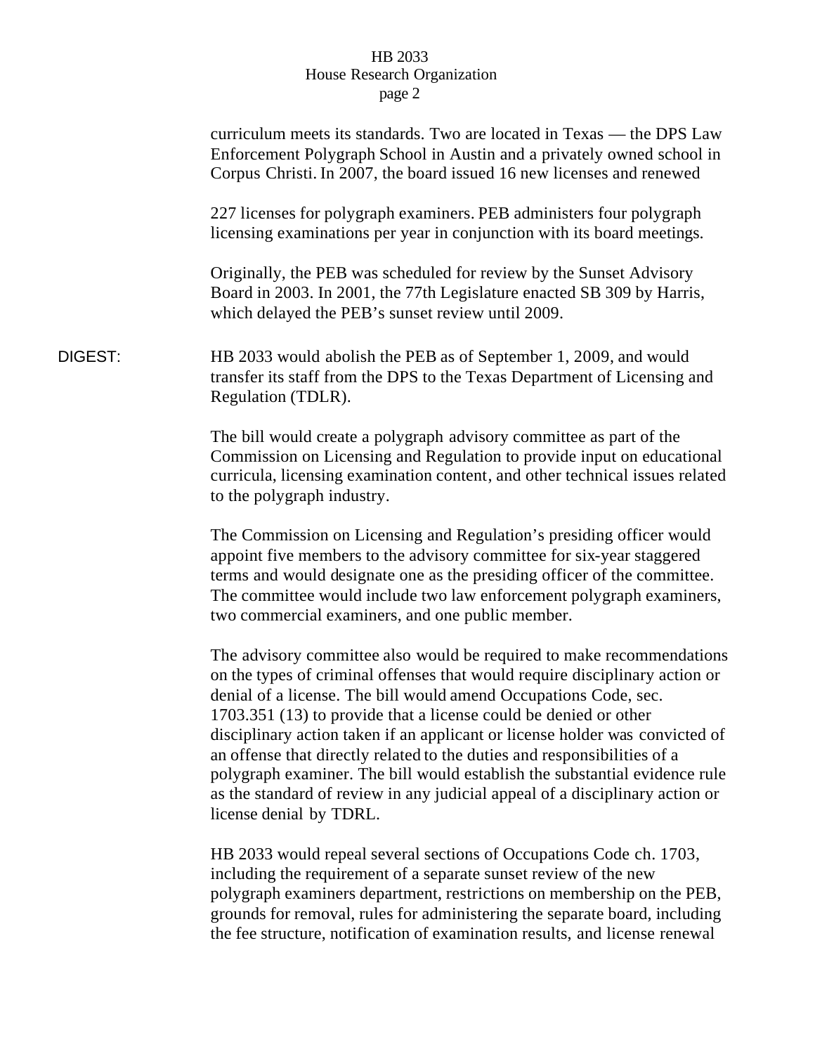curriculum meets its standards. Two are located in Texas — the DPS Law Enforcement Polygraph School in Austin and a privately owned school in Corpus Christi. In 2007, the board issued 16 new licenses and renewed

227 licenses for polygraph examiners. PEB administers four polygraph licensing examinations per year in conjunction with its board meetings.

Originally, the PEB was scheduled for review by the Sunset Advisory Board in 2003. In 2001, the 77th Legislature enacted SB 309 by Harris, which delayed the PEB's sunset review until 2009.

DIGEST: HB 2033 would abolish the PEB as of September 1, 2009, and would transfer its staff from the DPS to the Texas Department of Licensing and Regulation (TDLR).

The bill would create a polygraph advisory committee as part of the Commission on Licensing and Regulation to provide input on educational curricula, licensing examination content, and other technical issues related to the polygraph industry.

The Commission on Licensing and Regulation's presiding officer would appoint five members to the advisory committee for six-year staggered terms and would designate one as the presiding officer of the committee. The committee would include two law enforcement polygraph examiners, two commercial examiners, and one public member.

The advisory committee also would be required to make recommendations on the types of criminal offenses that would require disciplinary action or denial of a license. The bill would amend Occupations Code, sec. 1703.351 (13) to provide that a license could be denied or other disciplinary action taken if an applicant or license holder was convicted of an offense that directly related to the duties and responsibilities of a polygraph examiner. The bill would establish the substantial evidence rule as the standard of review in any judicial appeal of a disciplinary action or license denial by TDRL.

HB 2033 would repeal several sections of Occupations Code ch. 1703, including the requirement of a separate sunset review of the new polygraph examiners department, restrictions on membership on the PEB, grounds for removal, rules for administering the separate board, including the fee structure, notification of examination results, and license renewal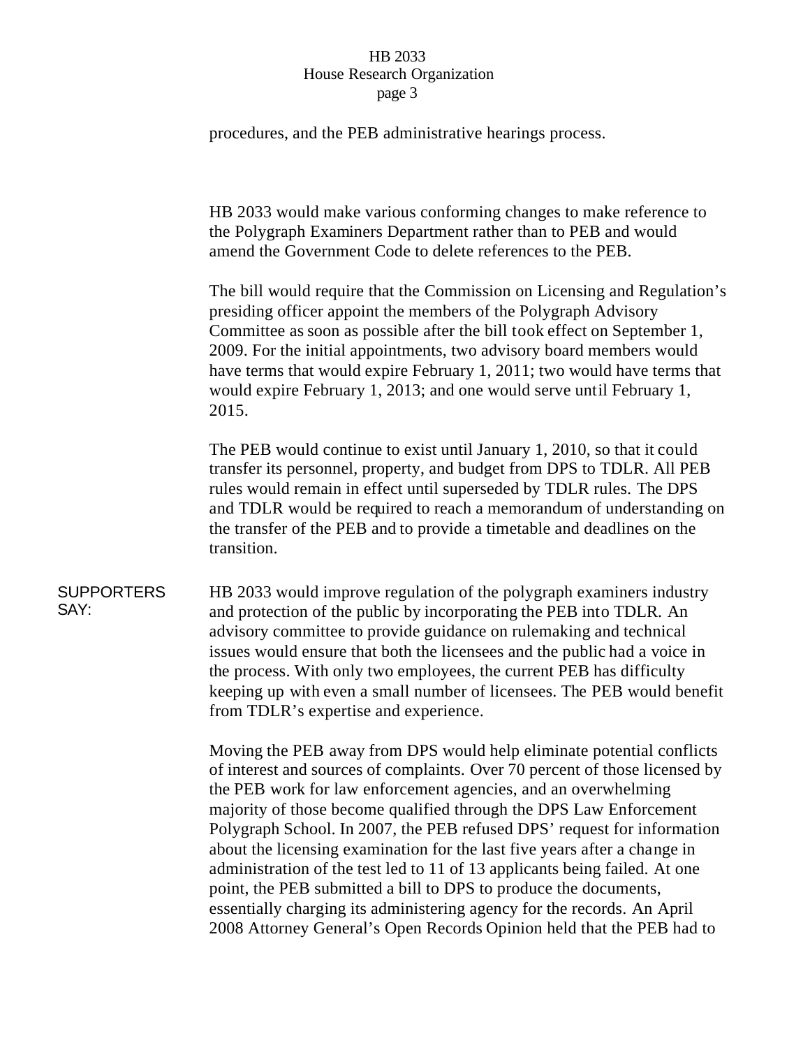procedures, and the PEB administrative hearings process.

HB 2033 would make various conforming changes to make reference to the Polygraph Examiners Department rather than to PEB and would amend the Government Code to delete references to the PEB.

The bill would require that the Commission on Licensing and Regulation's presiding officer appoint the members of the Polygraph Advisory Committee as soon as possible after the bill took effect on September 1, 2009. For the initial appointments, two advisory board members would have terms that would expire February 1, 2011; two would have terms that would expire February 1, 2013; and one would serve until February 1, 2015.

The PEB would continue to exist until January 1, 2010, so that it could transfer its personnel, property, and budget from DPS to TDLR. All PEB rules would remain in effect until superseded by TDLR rules. The DPS and TDLR would be required to reach a memorandum of understanding on the transfer of the PEB and to provide a timetable and deadlines on the transition.

**SUPPORTERS SAY:**

HB 2033 would improve regulation of the polygraph examiners industry and protection of the public by incorporating the PEB into TDLR. An advisory committee to provide guidance on rulemaking and technical issues would ensure that both the licensees and the public had a voice in the process. With only two employees, the current PEB has difficulty keeping up with even a small number of licensees. The PEB would benefit from TDLR's expertise and experience.

Moving the PEB away from DPS would help eliminate potential conflicts of interest and sources of complaints. Over 70 percent of those licensed by the PEB work for law enforcement agencies, and an overwhelming majority of those become qualified through the DPS Law Enforcement Polygraph School. In 2007, the PEB refused DPS' request for information about the licensing examination for the last five years after a change in administration of the test led to 11 of 13 applicants being failed. At one point, the PEB submitted a bill to DPS to produce the documents, essentially charging its administering agency for the records. An April 2008 Attorney General's Open Records Opinion held that the PEB had to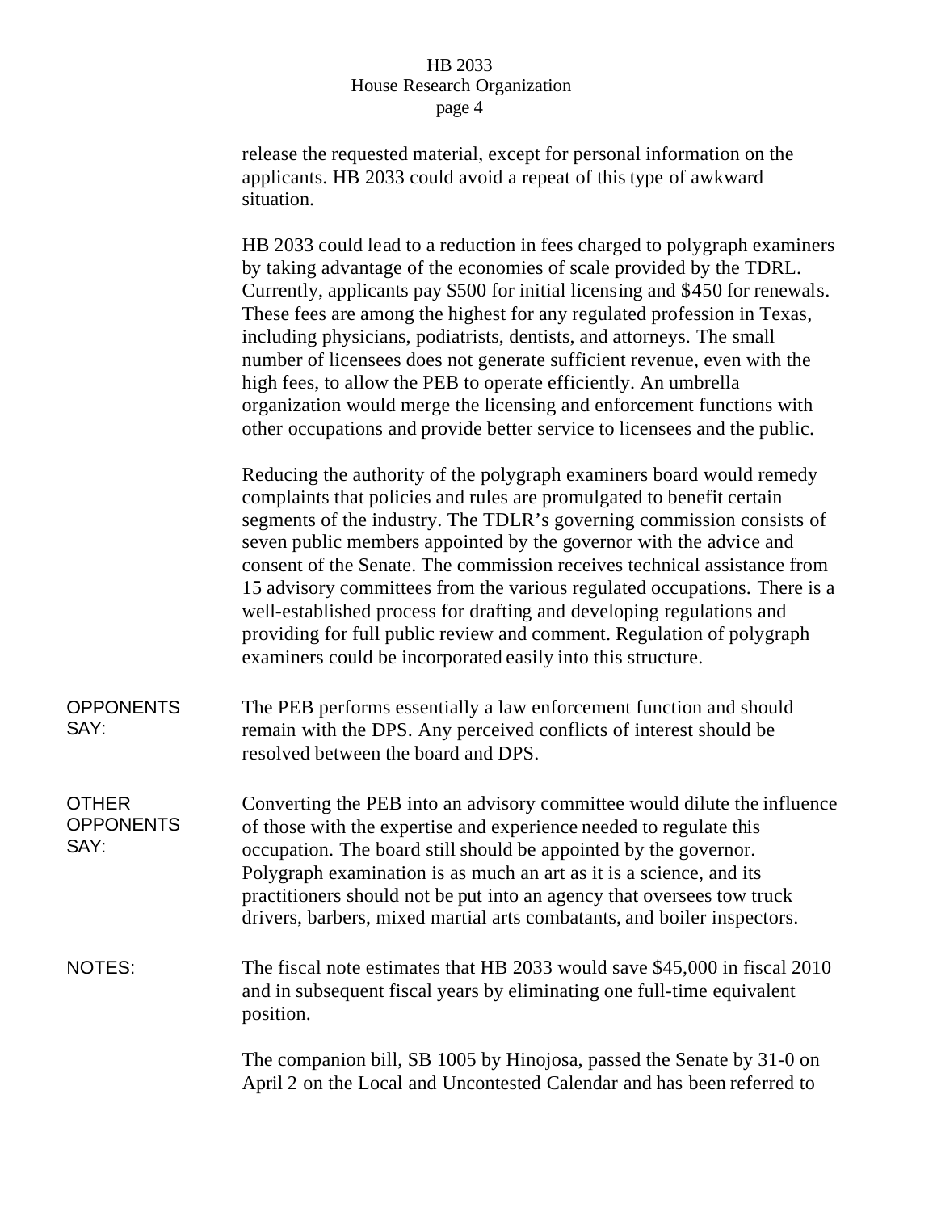release the requested material, except for personal information on the applicants. HB 2033 could avoid a repeat of this type of awkward situation.

HB 2033 could lead to a reduction in fees charged to polygraph examiners by taking advantage of the economies of scale provided by the TDRL. Currently, applicants pay $500 for initial licensing and $450 for renewals. These fees are among the highest for any regulated profession in Texas, including physicians, podiatrists, dentists, and attorneys. The small number of licensees does not generate sufficient revenue, even with the high fees, to allow the PEB to operate efficiently. An umbrella organization would merge the licensing and enforcement functions with other occupations and provide better service to licensees and the public.

Reducing the authority of the polygraph examiners board would remedy complaints that policies and rules are promulgated to benefit certain segments of the industry. The TDLR's governing commission consists of seven public members appointed by the governor with the advice and consent of the Senate. The commission receives technical assistance from 15 advisory committees from the various regulated occupations. There is a well-established process for drafting and developing regulations and providing for full public review and comment. Regulation of polygraph examiners could be incorporated easily into this structure.

**OPPONENTS SAY:** The PEB performs essentially a law enforcement function and should remain with the DPS. Any perceived conflicts of interest should be resolved between the board and DPS.

**OTHER OPPONENTS SAY:** Converting the PEB into an advisory committee would dilute the influence of those with the expertise and experience needed to regulate this occupation. The board still should be appointed by the governor. Polygraph examination is as much an art as it is a science, and its practitioners should not be put into an agency that oversees tow truck drivers, barbers, mixed martial arts combatants, and boiler inspectors.

**NOTES:** The fiscal note estimates that HB 2033 would save $45,000 in fiscal 2010 and in subsequent fiscal years by eliminating one full-time equivalent position.

The companion bill, SB 1005 by Hinojosa, passed the Senate by 31-0 on April 2 on the Local and Uncontested Calendar and has been referred to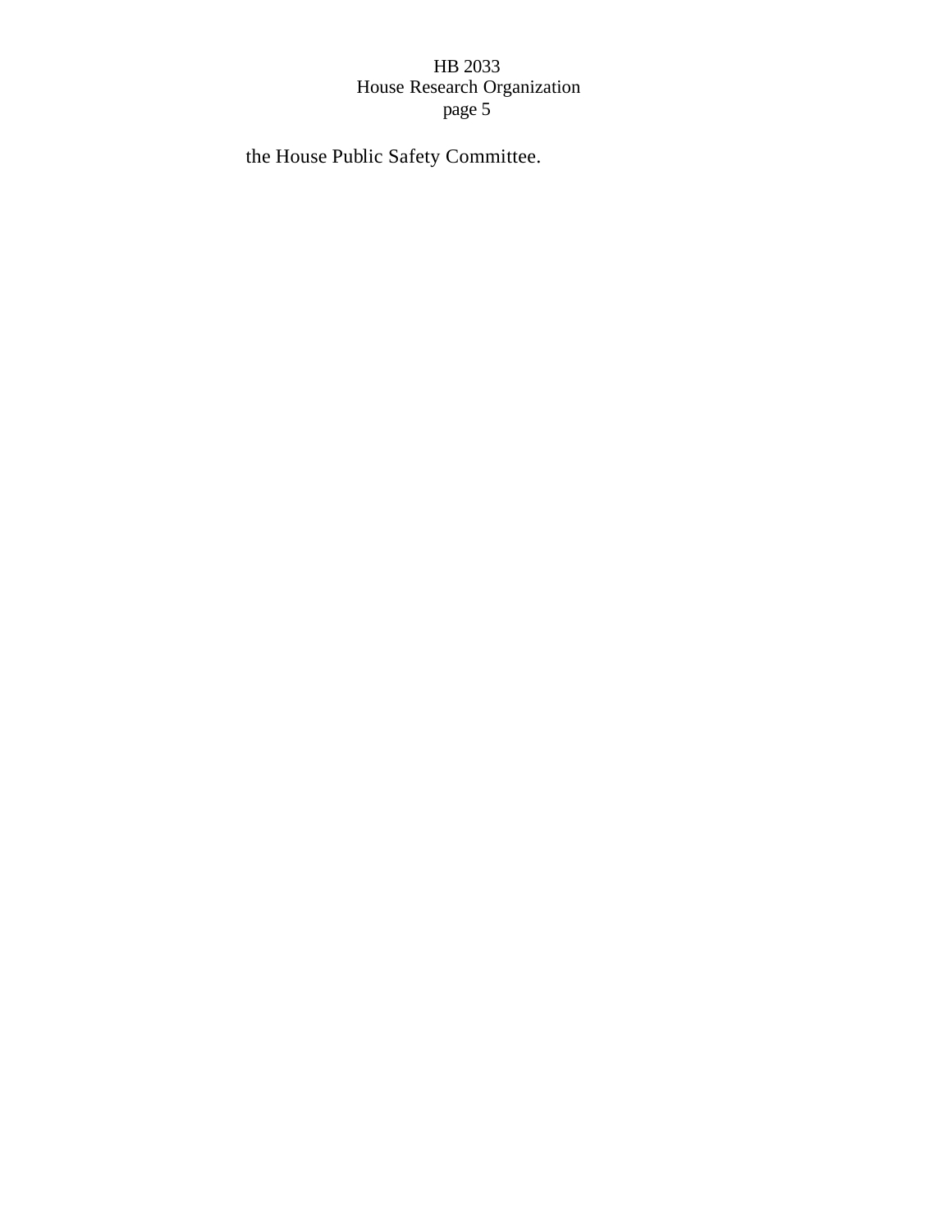the House Public Safety Committee.